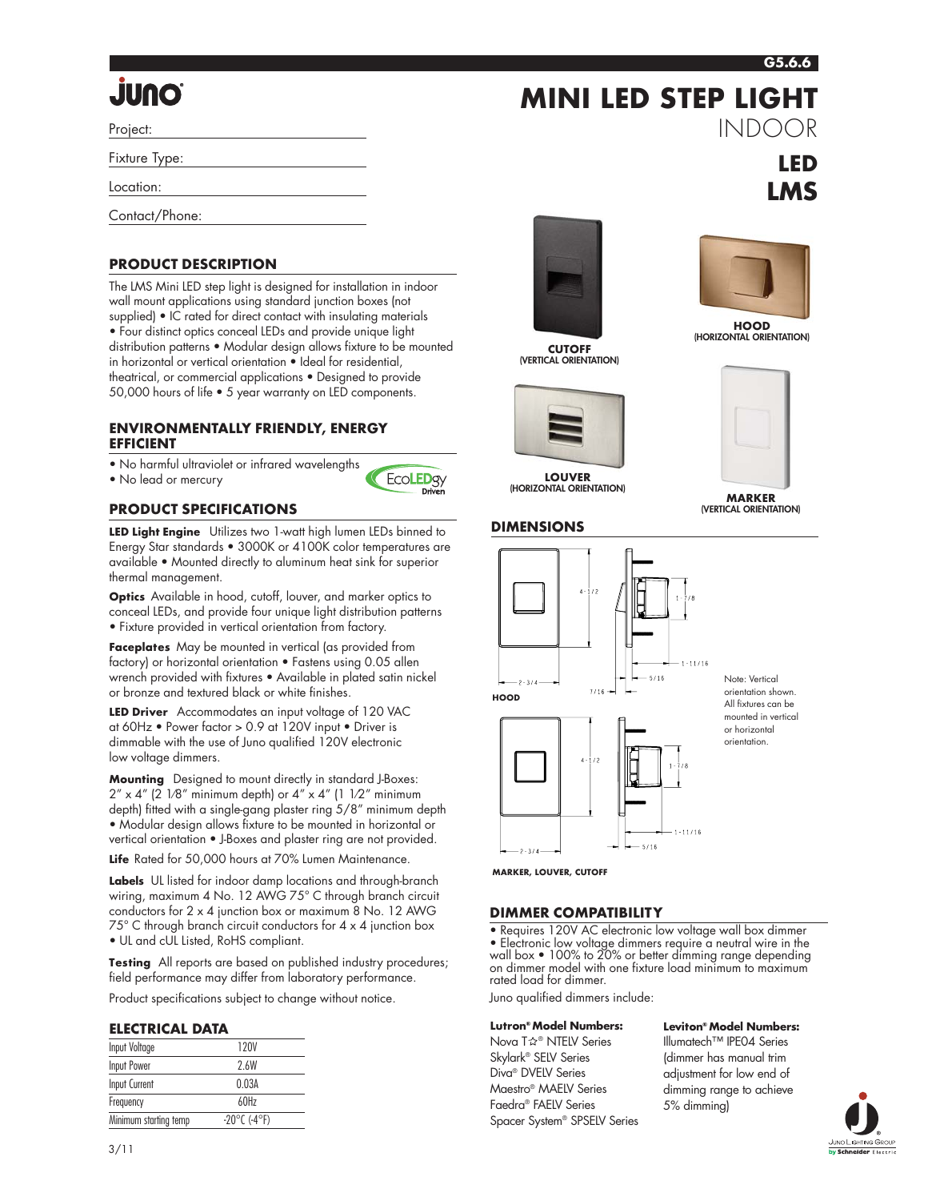# MINI LED STEP LIGHT

INDOOR

**LED**
**LMS**

Project:

Fixture Type:

Location:

Contact/Phone:

## PRODUCT DESCRIPTION

The LMS Mini LED step light is designed for installation in indoor wall mount applications using standard junction boxes (not supplied) • IC rated for direct contact with insulating materials • Four distinct optics conceal LEDs and provide unique light distribution patterns • Modular design allows fixture to be mounted in horizontal or vertical orientation • Ideal for residential, theatrical, or commercial applications • Designed to provide 50,000 hours of life • 5 year warranty on LED components.

## ENVIRONMENTALLY FRIENDLY, ENERGY EFFICIENT

- No harmful ultraviolet or infrared wavelengths
- No lead or mercury

## PRODUCT SPECIFICATIONS

**LED Light Engine** Utilizes two 1-watt high lumen LEDs binned to Energy Star standards • 3000K or 4100K color temperatures are available • Mounted directly to aluminum heat sink for superior thermal management.

**Optics** Available in hood, cutoff, louver, and marker optics to conceal LEDs, and provide four unique light distribution patterns • Fixture provided in vertical orientation from factory.

**Faceplates** May be mounted in vertical (as provided from factory) or horizontal orientation • Fastens using 0.05 allen wrench provided with fixtures • Available in plated satin nickel or bronze and textured black or white finishes.

**LED Driver** Accommodates an input voltage of 120 VAC at 60Hz • Power factor > 0.9 at 120V input • Driver is dimmable with the use of Juno qualified 120V electronic low voltage dimmers.

**Mounting** Designed to mount directly in standard J-Boxes: 2" x 4" (2 1⁄8" minimum depth) or 4" x 4" (1 1⁄2" minimum depth) fitted with a single-gang plaster ring 5/8" minimum depth • Modular design allows fixture to be mounted in horizontal or vertical orientation • J-Boxes and plaster ring are not provided.

**Life** Rated for 50,000 hours at 70% Lumen Maintenance.

**Labels** UL listed for indoor damp locations and through-branch wiring, maximum 4 No. 12 AWG 75° C through branch circuit conductors for 2 x 4 junction box or maximum 8 No. 12 AWG 75° C through branch circuit conductors for 4 x 4 junction box • UL and cUL Listed, RoHS compliant.

**Testing** All reports are based on published industry procedures; field performance may differ from laboratory performance.

Product specifications subject to change without notice.

## ELECTRICAL DATA

| | |
|---|---|
| Input Voltage | 120V |
| Input Power | 2.6W |
| Input Current | 0.03A |
| Frequency | 60Hz |
| Minimum starting temp | -20°C (-4°F) |

CUTOFF (VERTICAL ORIENTATION)

HOOD (HORIZONTAL ORIENTATION)

LOUVER (HORIZONTAL ORIENTATION)

MARKER (VERTICAL ORIENTATION)

## DIMENSIONS

HOOD

MARKER, LOUVER, CUTOFF

Note: Vertical orientation shown. All fixtures can be mounted in vertical or horizontal orientation.

## DIMMER COMPATIBILITY

- Requires 120V AC electronic low voltage wall box dimmer
- Electronic low voltage dimmers require a neutral wire in the wall box • 100% to 20% or better dimming range depending on dimmer model with one fixture load minimum to maximum rated load for dimmer.

Juno qualified dimmers include:

**Lutron® Model Numbers:**
Nova T☆® NTELV Series
Skylark® SELV Series
Diva® DVELV Series
Maestro® MAELV Series
Faedra® FAELV Series
Spacer System® SPSELV Series

**Leviton® Model Numbers:**
Illumatech™ IPE04 Series (dimmer has manual trim adjustment for low end of dimming range to achieve 5% dimming)

3/11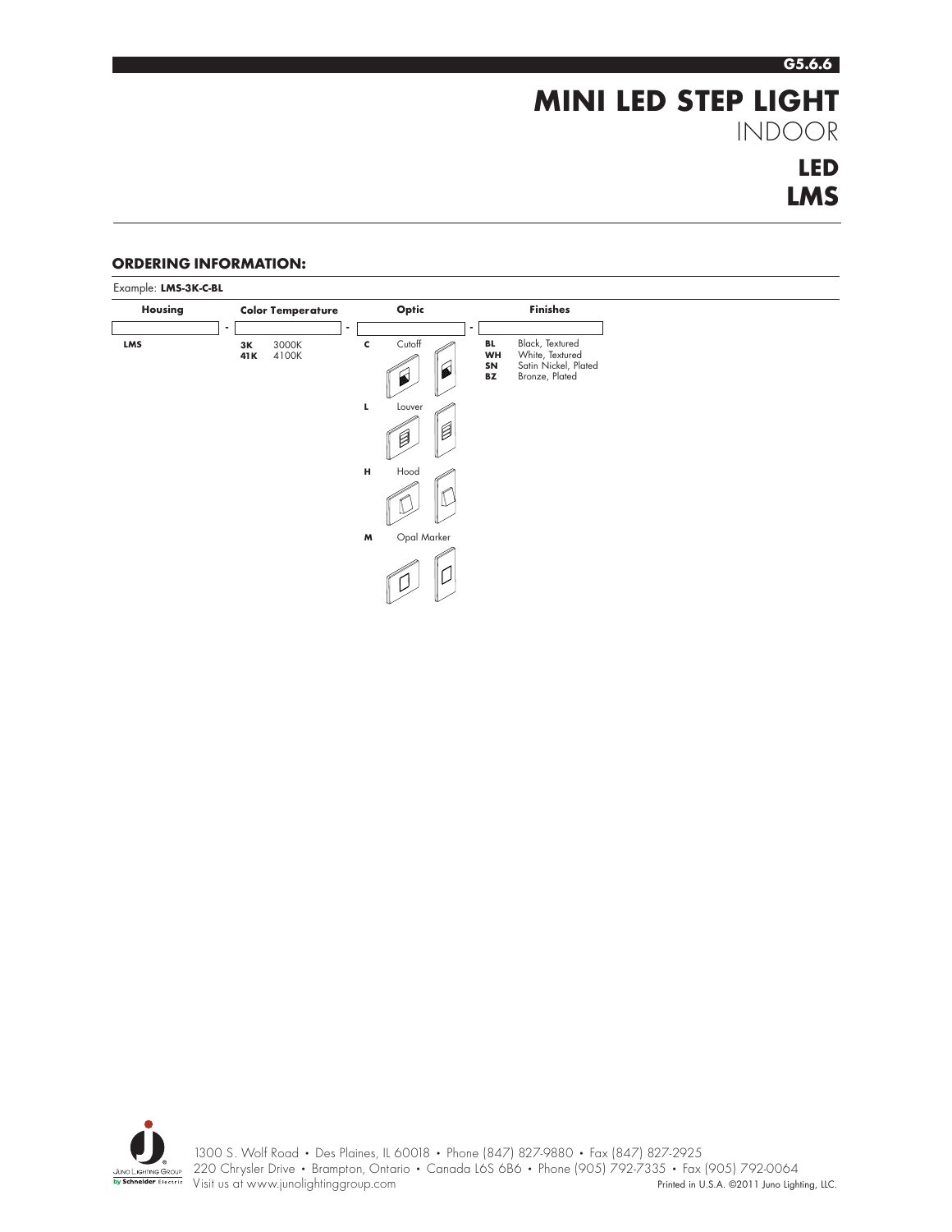# MINI LED STEP LIGHT

INDOOR

**LED**

**LMS**

## ORDERING INFORMATION:

Example: **LMS-3K-C-BL**

| Housing | Color Temperature | Optic | Finishes |
|---|---|---|---|
| **LMS** | **3K** 3000K | **C** Cutoff | **BL** Black, Textured |
| | **41K** 4100K | **L** Louver | **WH** White, Textured |
| | | **H** Hood | **SN** Satin Nickel, Plated |
| | | **M** Opal Marker | **BZ** Bronze, Plated |

1300 S. Wolf Road • Des Plaines, IL 60018 • Phone (847) 827-9880 • Fax (847) 827-2925
220 Chrysler Drive • Brampton, Ontario • Canada L6S 6B6 • Phone (905) 792-7335 • Fax (905) 792-0064
Visit us at www.junolightinggroup.com

Printed in U.S.A. ©2011 Juno Lighting, LLC.